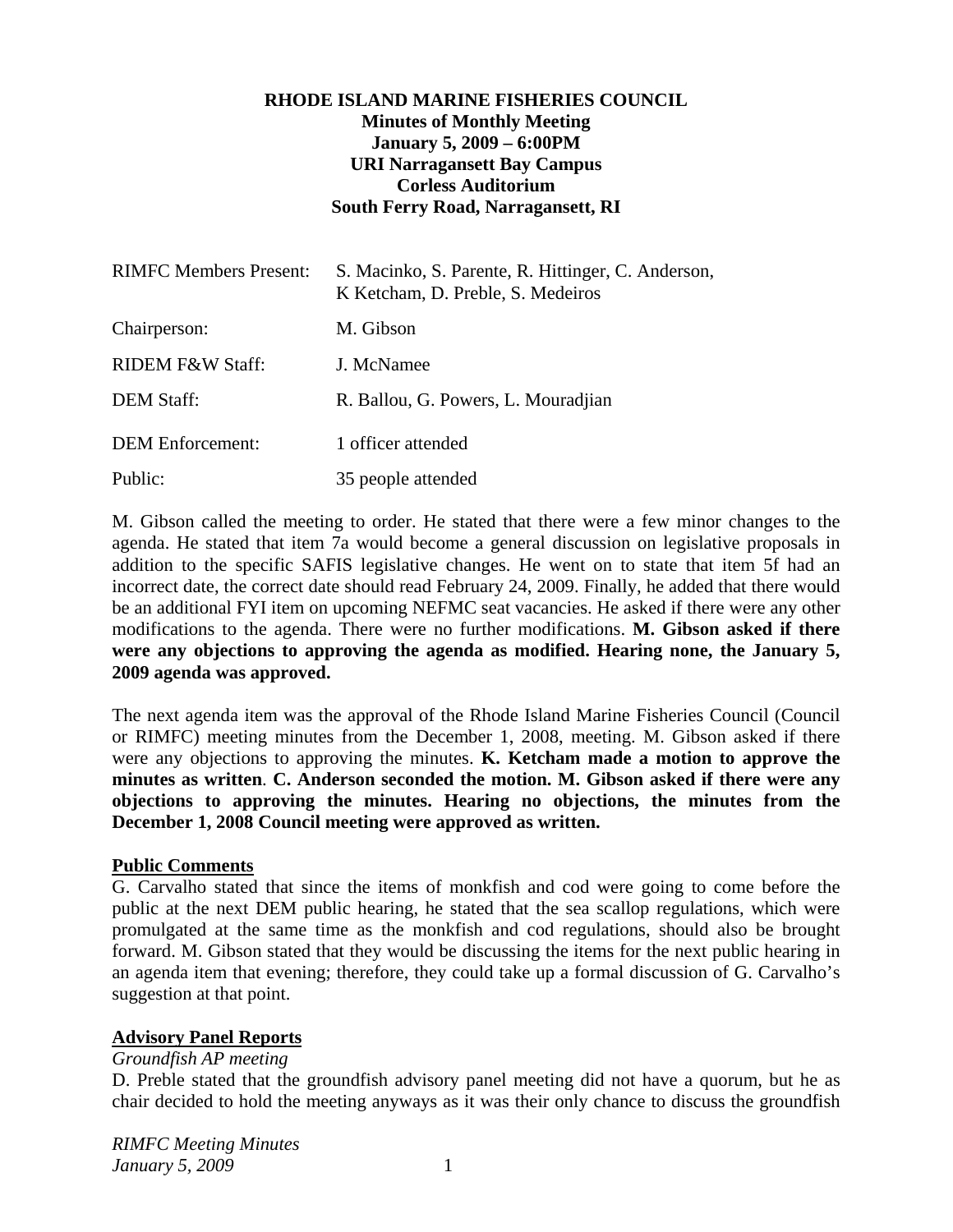**RHODE ISLAND MARINE FISHERIES COUNCIL**
**Minutes of Monthly Meeting**
**January 5, 2009 – 6:00PM**
**URI Narragansett Bay Campus**
**Corless Auditorium**
**South Ferry Road, Narragansett, RI**

| | |
|---|---|
| RIMFC Members Present: | S. Macinko, S. Parente, R. Hittinger, C. Anderson, K Ketcham, D. Preble, S. Medeiros |
| Chairperson: | M. Gibson |
| RIDEM F&W Staff: | J. McNamee |
| DEM Staff: | R. Ballou, G. Powers, L. Mouradjian |
| DEM Enforcement: | 1 officer attended |
| Public: | 35 people attended |

M. Gibson called the meeting to order. He stated that there were a few minor changes to the agenda. He stated that item 7a would become a general discussion on legislative proposals in addition to the specific SAFIS legislative changes. He went on to state that item 5f had an incorrect date, the correct date should read February 24, 2009. Finally, he added that there would be an additional FYI item on upcoming NEFMC seat vacancies. He asked if there were any other modifications to the agenda. There were no further modifications. **M. Gibson asked if there were any objections to approving the agenda as modified. Hearing none, the January 5, 2009 agenda was approved.**

The next agenda item was the approval of the Rhode Island Marine Fisheries Council (Council or RIMFC) meeting minutes from the December 1, 2008, meeting. M. Gibson asked if there were any objections to approving the minutes. **K. Ketcham made a motion to approve the minutes as written**. **C. Anderson seconded the motion. M. Gibson asked if there were any objections to approving the minutes. Hearing no objections, the minutes from the December 1, 2008 Council meeting were approved as written.**

## Public Comments

G. Carvalho stated that since the items of monkfish and cod were going to come before the public at the next DEM public hearing, he stated that the sea scallop regulations, which were promulgated at the same time as the monkfish and cod regulations, should also be brought forward. M. Gibson stated that they would be discussing the items for the next public hearing in an agenda item that evening; therefore, they could take up a formal discussion of G. Carvalho's suggestion at that point.

## Advisory Panel Reports

*Groundfish AP meeting*

D. Preble stated that the groundfish advisory panel meeting did not have a quorum, but he as chair decided to hold the meeting anyways as it was their only chance to discuss the groundfish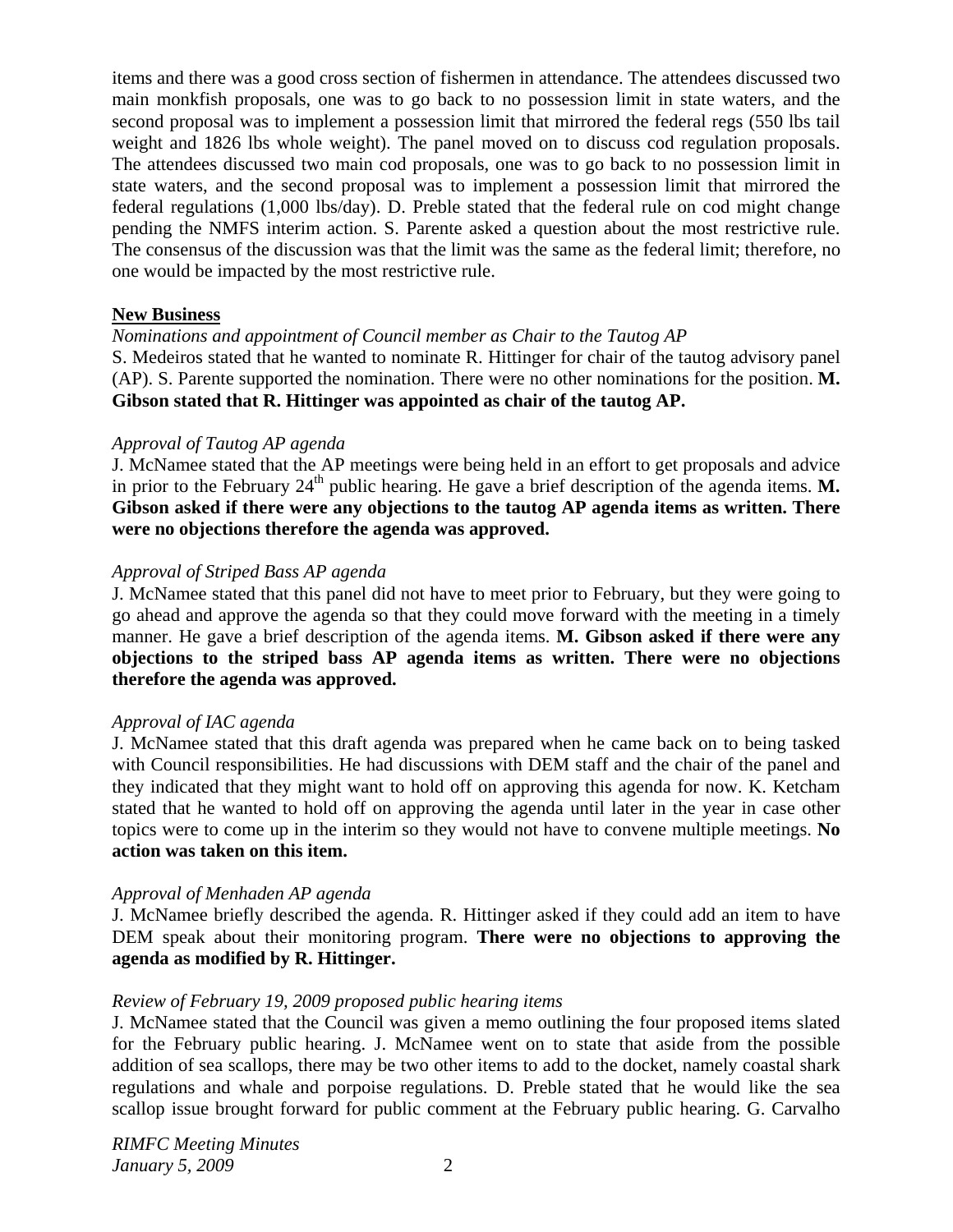items and there was a good cross section of fishermen in attendance. The attendees discussed two main monkfish proposals, one was to go back to no possession limit in state waters, and the second proposal was to implement a possession limit that mirrored the federal regs (550 lbs tail weight and 1826 lbs whole weight). The panel moved on to discuss cod regulation proposals. The attendees discussed two main cod proposals, one was to go back to no possession limit in state waters, and the second proposal was to implement a possession limit that mirrored the federal regulations (1,000 lbs/day). D. Preble stated that the federal rule on cod might change pending the NMFS interim action. S. Parente asked a question about the most restrictive rule. The consensus of the discussion was that the limit was the same as the federal limit; therefore, no one would be impacted by the most restrictive rule.

## New Business

*Nominations and appointment of Council member as Chair to the Tautog AP*

S. Medeiros stated that he wanted to nominate R. Hittinger for chair of the tautog advisory panel (AP). S. Parente supported the nomination. There were no other nominations for the position. **M. Gibson stated that R. Hittinger was appointed as chair of the tautog AP.**

*Approval of Tautog AP agenda*

J. McNamee stated that the AP meetings were being held in an effort to get proposals and advice in prior to the February 24th public hearing. He gave a brief description of the agenda items. **M. Gibson asked if there were any objections to the tautog AP agenda items as written. There were no objections therefore the agenda was approved.**

*Approval of Striped Bass AP agenda*

J. McNamee stated that this panel did not have to meet prior to February, but they were going to go ahead and approve the agenda so that they could move forward with the meeting in a timely manner. He gave a brief description of the agenda items. **M. Gibson asked if there were any objections to the striped bass AP agenda items as written. There were no objections therefore the agenda was approved.**

*Approval of IAC agenda*

J. McNamee stated that this draft agenda was prepared when he came back on to being tasked with Council responsibilities. He had discussions with DEM staff and the chair of the panel and they indicated that they might want to hold off on approving this agenda for now. K. Ketcham stated that he wanted to hold off on approving the agenda until later in the year in case other topics were to come up in the interim so they would not have to convene multiple meetings. **No action was taken on this item.**

*Approval of Menhaden AP agenda*

J. McNamee briefly described the agenda. R. Hittinger asked if they could add an item to have DEM speak about their monitoring program. **There were no objections to approving the agenda as modified by R. Hittinger.**

*Review of February 19, 2009 proposed public hearing items*

J. McNamee stated that the Council was given a memo outlining the four proposed items slated for the February public hearing. J. McNamee went on to state that aside from the possible addition of sea scallops, there may be two other items to add to the docket, namely coastal shark regulations and whale and porpoise regulations. D. Preble stated that he would like the sea scallop issue brought forward for public comment at the February public hearing. G. Carvalho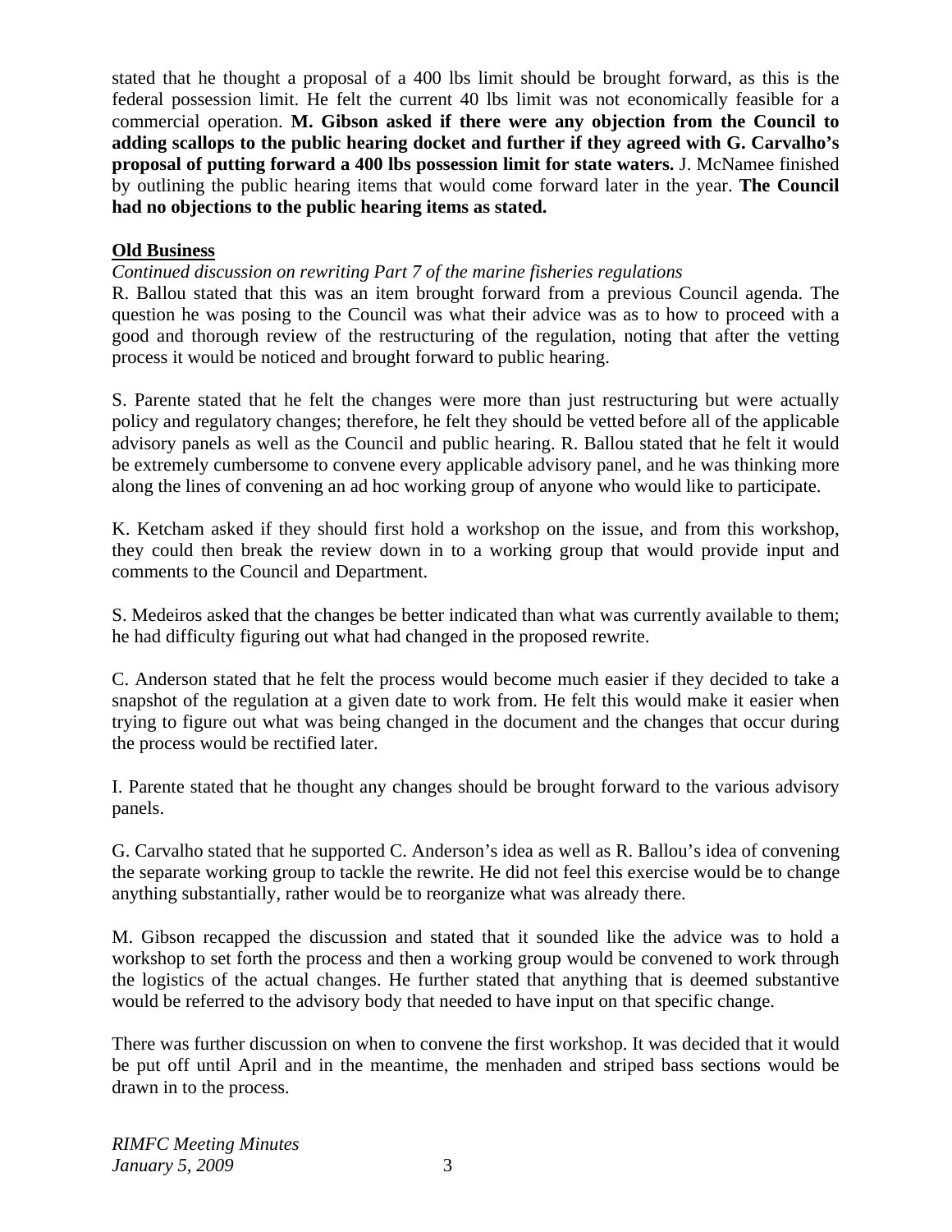stated that he thought a proposal of a 400 lbs limit should be brought forward, as this is the federal possession limit. He felt the current 40 lbs limit was not economically feasible for a commercial operation. **M. Gibson asked if there were any objection from the Council to adding scallops to the public hearing docket and further if they agreed with G. Carvalho's proposal of putting forward a 400 lbs possession limit for state waters.** J. McNamee finished by outlining the public hearing items that would come forward later in the year. **The Council had no objections to the public hearing items as stated.**

## Old Business

*Continued discussion on rewriting Part 7 of the marine fisheries regulations*

R. Ballou stated that this was an item brought forward from a previous Council agenda. The question he was posing to the Council was what their advice was as to how to proceed with a good and thorough review of the restructuring of the regulation, noting that after the vetting process it would be noticed and brought forward to public hearing.

S. Parente stated that he felt the changes were more than just restructuring but were actually policy and regulatory changes; therefore, he felt they should be vetted before all of the applicable advisory panels as well as the Council and public hearing. R. Ballou stated that he felt it would be extremely cumbersome to convene every applicable advisory panel, and he was thinking more along the lines of convening an ad hoc working group of anyone who would like to participate.

K. Ketcham asked if they should first hold a workshop on the issue, and from this workshop, they could then break the review down in to a working group that would provide input and comments to the Council and Department.

S. Medeiros asked that the changes be better indicated than what was currently available to them; he had difficulty figuring out what had changed in the proposed rewrite.

C. Anderson stated that he felt the process would become much easier if they decided to take a snapshot of the regulation at a given date to work from. He felt this would make it easier when trying to figure out what was being changed in the document and the changes that occur during the process would be rectified later.

I. Parente stated that he thought any changes should be brought forward to the various advisory panels.

G. Carvalho stated that he supported C. Anderson's idea as well as R. Ballou's idea of convening the separate working group to tackle the rewrite. He did not feel this exercise would be to change anything substantially, rather would be to reorganize what was already there.

M. Gibson recapped the discussion and stated that it sounded like the advice was to hold a workshop to set forth the process and then a working group would be convened to work through the logistics of the actual changes. He further stated that anything that is deemed substantive would be referred to the advisory body that needed to have input on that specific change.

There was further discussion on when to convene the first workshop. It was decided that it would be put off until April and in the meantime, the menhaden and striped bass sections would be drawn in to the process.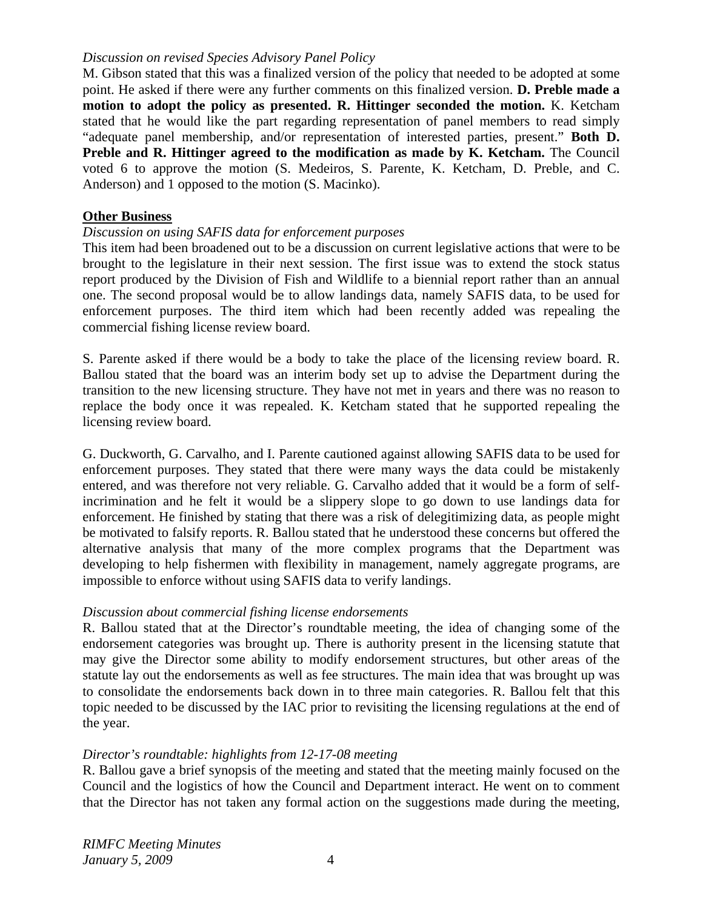*Discussion on revised Species Advisory Panel Policy*

M. Gibson stated that this was a finalized version of the policy that needed to be adopted at some point. He asked if there were any further comments on this finalized version. **D. Preble made a motion to adopt the policy as presented. R. Hittinger seconded the motion.** K. Ketcham stated that he would like the part regarding representation of panel members to read simply "adequate panel membership, and/or representation of interested parties, present." **Both D. Preble and R. Hittinger agreed to the modification as made by K. Ketcham.** The Council voted 6 to approve the motion (S. Medeiros, S. Parente, K. Ketcham, D. Preble, and C. Anderson) and 1 opposed to the motion (S. Macinko).

**Other Business**

*Discussion on using SAFIS data for enforcement purposes*

This item had been broadened out to be a discussion on current legislative actions that were to be brought to the legislature in their next session. The first issue was to extend the stock status report produced by the Division of Fish and Wildlife to a biennial report rather than an annual one. The second proposal would be to allow landings data, namely SAFIS data, to be used for enforcement purposes. The third item which had been recently added was repealing the commercial fishing license review board.

S. Parente asked if there would be a body to take the place of the licensing review board. R. Ballou stated that the board was an interim body set up to advise the Department during the transition to the new licensing structure. They have not met in years and there was no reason to replace the body once it was repealed. K. Ketcham stated that he supported repealing the licensing review board.

G. Duckworth, G. Carvalho, and I. Parente cautioned against allowing SAFIS data to be used for enforcement purposes. They stated that there were many ways the data could be mistakenly entered, and was therefore not very reliable. G. Carvalho added that it would be a form of self-incrimination and he felt it would be a slippery slope to go down to use landings data for enforcement. He finished by stating that there was a risk of delegitimizing data, as people might be motivated to falsify reports. R. Ballou stated that he understood these concerns but offered the alternative analysis that many of the more complex programs that the Department was developing to help fishermen with flexibility in management, namely aggregate programs, are impossible to enforce without using SAFIS data to verify landings.

*Discussion about commercial fishing license endorsements*

R. Ballou stated that at the Director's roundtable meeting, the idea of changing some of the endorsement categories was brought up. There is authority present in the licensing statute that may give the Director some ability to modify endorsement structures, but other areas of the statute lay out the endorsements as well as fee structures. The main idea that was brought up was to consolidate the endorsements back down in to three main categories. R. Ballou felt that this topic needed to be discussed by the IAC prior to revisiting the licensing regulations at the end of the year.

*Director's roundtable: highlights from 12-17-08 meeting*

R. Ballou gave a brief synopsis of the meeting and stated that the meeting mainly focused on the Council and the logistics of how the Council and Department interact. He went on to comment that the Director has not taken any formal action on the suggestions made during the meeting,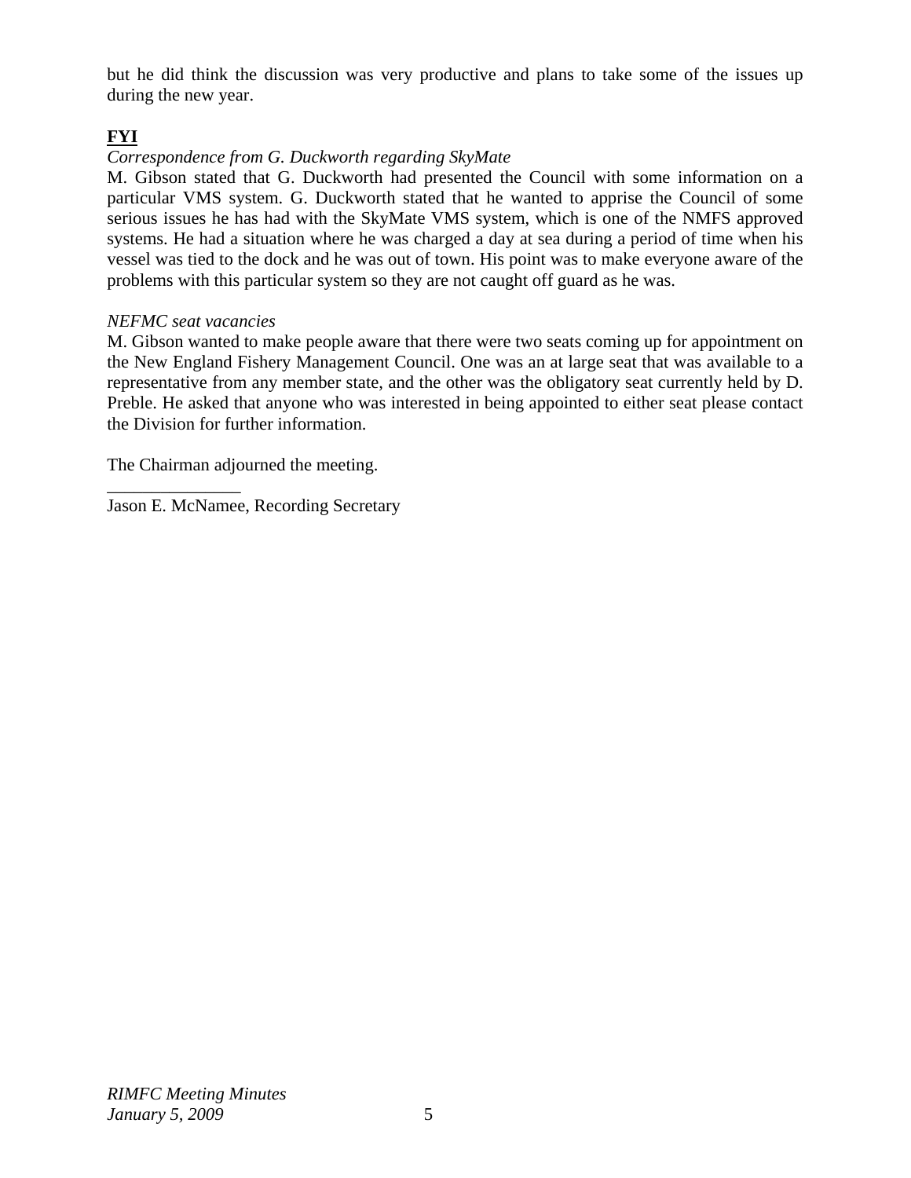but he did think the discussion was very productive and plans to take some of the issues up during the new year.

**FYI**

*Correspondence from G. Duckworth regarding SkyMate*

M. Gibson stated that G. Duckworth had presented the Council with some information on a particular VMS system. G. Duckworth stated that he wanted to apprise the Council of some serious issues he has had with the SkyMate VMS system, which is one of the NMFS approved systems. He had a situation where he was charged a day at sea during a period of time when his vessel was tied to the dock and he was out of town. His point was to make everyone aware of the problems with this particular system so they are not caught off guard as he was.

*NEFMC seat vacancies*

M. Gibson wanted to make people aware that there were two seats coming up for appointment on the New England Fishery Management Council. One was an at large seat that was available to a representative from any member state, and the other was the obligatory seat currently held by D. Preble. He asked that anyone who was interested in being appointed to either seat please contact the Division for further information.

The Chairman adjourned the meeting.

_______________

Jason E. McNamee, Recording Secretary